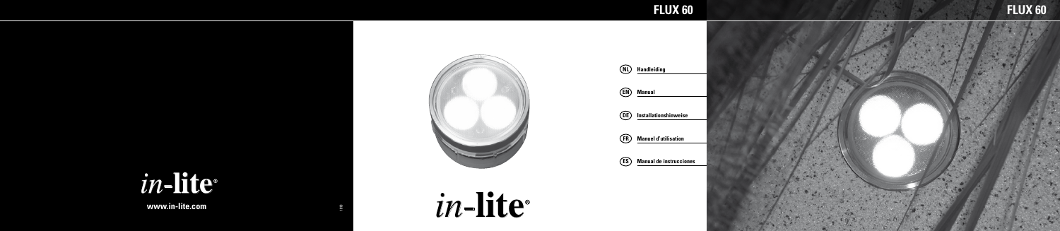# FLUX 60

*in*-**lite**®

www.in-lite.com

*in*-**lite**®

NL **Handleiding**

EN **Manual**

DE **Installationshinweise**

FR **Manuel d'utilisation**

ES **Manual de instrucciones**

# FLUX 60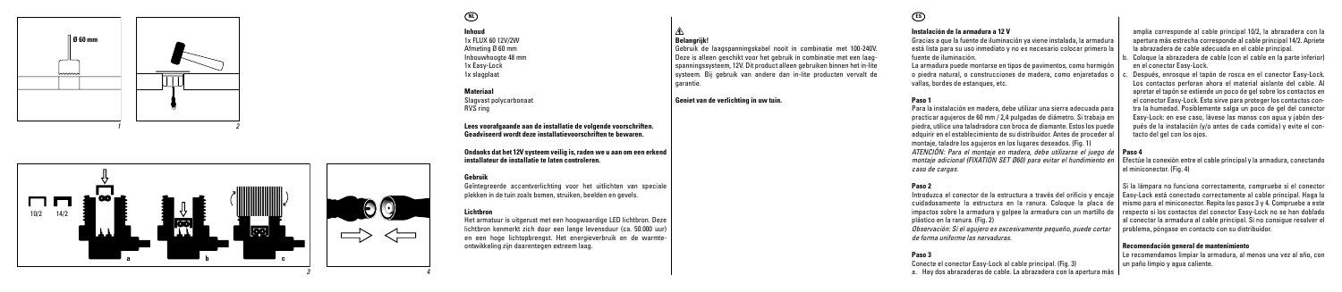Ø 60 mm

1

2

10/2 14/2

a b c

3

4

NL

**Inhoud**
1x FLUX 60 12V/2W
Afmeting Ø 60 mm
Inbouwhoogte 48 mm
1x Easy-Lock
1x slagplaat

**Materiaal**
Slagvast polycarbonaat
RVS ring

**Lees voorafgaande aan de installatie de volgende voorschriften. Geadviseerd wordt deze installatievoorschriften te bewaren.**

**Ondanks dat het 12V systeem veilig is, raden we u aan om een erkend installateur de installatie te laten controleren.**

**Gebruik**
Geïntegreerde accentverlichting voor het uitlichten van speciale plekken in de tuin zoals bomen, struiken, beelden en gevels.

**Lichtbron**
Het armatuur is uitgerust met een hoogwaardige LED lichtbron. Deze lichtbron kenmerkt zich door een lange levensduur (ca. 50.000 uur) en een hoge lichtopbrengst. Het energieverbruik en de warmteontwikkeling zijn daarentegen extreem laag.

⚠
**Belangrijk!**
Gebruik de laagspanningskabel nooit in combinatie met 100-240V. Deze is alleen geschikt voor het gebruik in combinatie met een laagspanningssysteem, 12V. Dit product alleen gebruiken binnen het in-lite systeem. Bij gebruik van andere dan in-lite producten vervalt de garantie.

**Geniet van de verlichting in uw tuin.**

ES

**Instalación de la armadura a 12 V**
Gracias a que la fuente de iluminación ya viene instalada, la armadura está lista para su uso inmediato y no es necesario colocar primero la fuente de iluminación.
La armadura puede montarse en tipos de pavimentos, como hormigón o piedra natural, o construcciones de madera, como enjaretados o vallas, bordes de estanques, etc.

**Paso 1**
Para la instalación en madera, debe utilizar una sierra adecuada para practicar agujeros de 60 mm / 2,4 pulgadas de diámetro. Si trabaja en piedra, utilice una taladradora con broca de diamante. Estos los puede adquirir en el establecimiento de su distribuidor. Antes de proceder al montaje, taladre los agujeros en los lugares deseados. (Fig. 1)
*ATENCIÓN: Para el montaje en madera, debe utilizarse el juego de montaje adicional (FIXATION SET Ø60) para evitar el hundimiento en caso de cargas.*

**Paso 2**
Introduzca el conector de la estructura a través del orificio y encaje cuidadosamente la estructura en la ranura. Coloque la placa de impactos sobre la armadura y golpee la armadura con un martillo de plástico en la ranura. (Fig. 2)
*Observación: Si el agujero es excesivamente pequeño, puede cortar de forma uniforme las nervaduras.*

**Paso 3**
Conecte el conector Easy-Lock al cable principal. (Fig. 3)
a. Hay dos abrazaderas de cable. La abrazadera con la apertura más amplia corresponde al cable principal 10/2, la abrazadera con la apertura más estrecha corresponde al cable principal 14/2. Apriete la abrazadera de cable adecuada en el cable principal.
b. Coloque la abrazadera de cable (con el cable en la parte inferior) en el conector Easy-Lock.
c. Después, enrosque el tapón de rosca en el conector Easy-Lock. Los contactos perforan ahora el material aislante del cable. Al apretar el tapón se extiende un poco de gel sobre los contactos en el conector Easy-Lock. Esto sirve para proteger los contactos contra la humedad. Posiblemente salga un poco de gel del conector Easy-Lock: en ese caso, lávese las manos con agua y jabón después de la instalación (y/o antes de cada comida) y evite el contacto del gel con los ojos.

**Paso 4**
Efectúe la conexión entre el cable principal y la armadura, conectando el miniconector. (Fig. 4)

Si la lámpara no funciona correctamente, compruebe si el conector Easy-Lock está conectado correctamente al cable principal. Haga lo mismo para el miniconector. Repita los pasos 3 y 4. Compruebe a este respecto si los contactos del conector Easy-Lock no se han doblado al conectar la armadura al cable principal. Si no consigue resolver el problema, póngase en contacto con su distribuidor.

**Recomendación general de mantenimiento**
Le recomendamos limpiar la armadura, al menos una vez al año, con un paño limpio y agua caliente.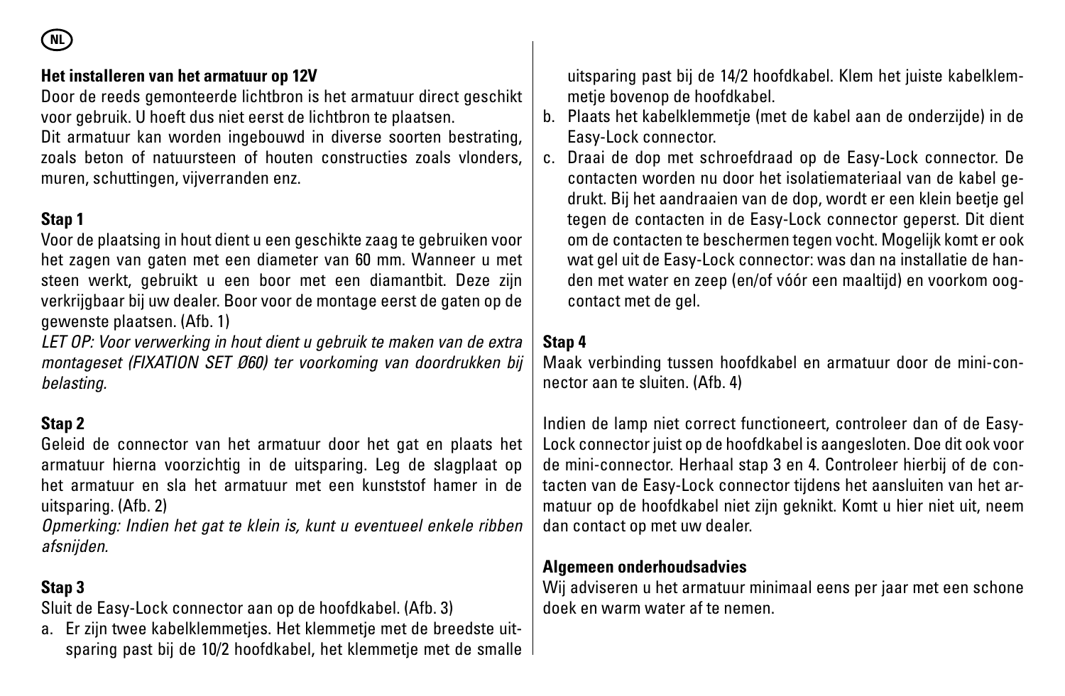### Het installeren van het armatuur op 12V

Door de reeds gemonteerde lichtbron is het armatuur direct geschikt voor gebruik. U hoeft dus niet eerst de lichtbron te plaatsen.

Dit armatuur kan worden ingebouwd in diverse soorten bestrating, zoals beton of natuursteen of houten constructies zoals vlonders, muren, schuttingen, vijverranden enz.

### Stap 1

Voor de plaatsing in hout dient u een geschikte zaag te gebruiken voor het zagen van gaten met een diameter van 60 mm. Wanneer u met steen werkt, gebruikt u een boor met een diamantbit. Deze zijn verkrijgbaar bij uw dealer. Boor voor de montage eerst de gaten op de gewenste plaatsen. (Afb. 1)

*LET OP: Voor verwerking in hout dient u gebruik te maken van de extra montageset (FIXATION SET Ø60) ter voorkoming van doordrukken bij belasting.*

### Stap 2

Geleid de connector van het armatuur door het gat en plaats het armatuur hierna voorzichtig in de uitsparing. Leg de slagplaat op het armatuur en sla het armatuur met een kunststof hamer in de uitsparing. (Afb. 2)

*Opmerking: Indien het gat te klein is, kunt u eventueel enkele ribben afsnijden.*

### Stap 3

Sluit de Easy-Lock connector aan op de hoofdkabel. (Afb. 3)

a. Er zijn twee kabelklemmetjes. Het klemmetje met de breedste uitsparing past bij de 10/2 hoofdkabel, het klemmetje met de smalle uitsparing past bij de 14/2 hoofdkabel. Klem het juiste kabelklemmetje bovenop de hoofdkabel.
b. Plaats het kabelklemmetje (met de kabel aan de onderzijde) in de Easy-Lock connector.
c. Draai de dop met schroefdraad op de Easy-Lock connector. De contacten worden nu door het isolatiemateriaal van de kabel gedrukt. Bij het aandraaien van de dop, wordt er een klein beetje gel tegen de contacten in de Easy-Lock connector geperst. Dit dient om de contacten te beschermen tegen vocht. Mogelijk komt er ook wat gel uit de Easy-Lock connector: was dan na installatie de handen met water en zeep (en/of vóór een maaltijd) en voorkom oogcontact met de gel.

### Stap 4

Maak verbinding tussen hoofdkabel en armatuur door de mini-connector aan te sluiten. (Afb. 4)

Indien de lamp niet correct functioneert, controleer dan of de Easy-Lock connector juist op de hoofdkabel is aangesloten. Doe dit ook voor de mini-connector. Herhaal stap 3 en 4. Controleer hierbij of de contacten van de Easy-Lock connector tijdens het aansluiten van het armatuur op de hoofdkabel niet zijn geknikt. Komt u hier niet uit, neem dan contact op met uw dealer.

### Algemeen onderhoudsadvies

Wij adviseren u het armatuur minimaal eens per jaar met een schone doek en warm water af te nemen.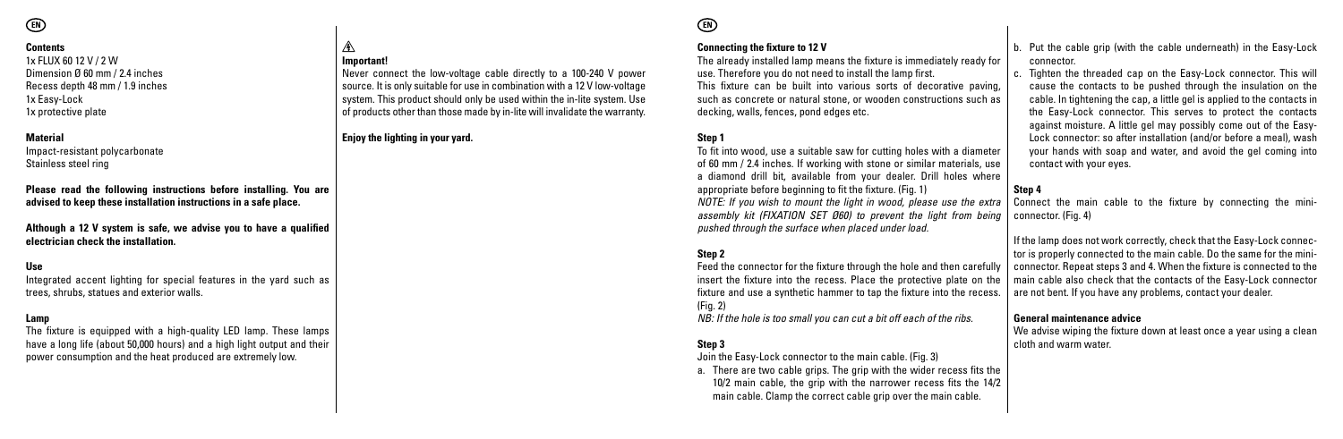EN

**Contents**
1x FLUX 60 12 V / 2 W
Dimension Ø 60 mm / 2.4 inches
Recess depth 48 mm / 1.9 inches
1x Easy-Lock
1x protective plate

**Material**
Impact-resistant polycarbonate
Stainless steel ring

**Please read the following instructions before installing. You are advised to keep these installation instructions in a safe place.**

**Although a 12 V system is safe, we advise you to have a qualified electrician check the installation.**

**Use**
Integrated accent lighting for special features in the yard such as trees, shrubs, statues and exterior walls.

**Lamp**
The fixture is equipped with a high-quality LED lamp. These lamps have a long life (about 50,000 hours) and a high light output and their power consumption and the heat produced are extremely low.

⚠
**Important!**
Never connect the low-voltage cable directly to a 100-240 V power source. It is only suitable for use in combination with a 12 V low-voltage system. This product should only be used within the in-lite system. Use of products other than those made by in-lite will invalidate the warranty.

**Enjoy the lighting in your yard.**

EN

**Connecting the fixture to 12 V**
The already installed lamp means the fixture is immediately ready for use. Therefore you do not need to install the lamp first.
This fixture can be built into various sorts of decorative paving, such as concrete or natural stone, or wooden constructions such as decking, walls, fences, pond edges etc.

**Step 1**
To fit into wood, use a suitable saw for cutting holes with a diameter of 60 mm / 2.4 inches. If working with stone or similar materials, use a diamond drill bit, available from your dealer. Drill holes where appropriate before beginning to fit the fixture. (Fig. 1)
*NOTE: If you wish to mount the light in wood, please use the extra assembly kit (FIXATION SET Ø60) to prevent the light from being pushed through the surface when placed under load.*

**Step 2**
Feed the connector for the fixture through the hole and then carefully insert the fixture into the recess. Place the protective plate on the fixture and use a synthetic hammer to tap the fixture into the recess. (Fig. 2)
*NB: If the hole is too small you can cut a bit off each of the ribs.*

**Step 3**
Join the Easy-Lock connector to the main cable. (Fig. 3)

a. There are two cable grips. The grip with the wider recess fits the 10/2 main cable, the grip with the narrower recess fits the 14/2 main cable. Clamp the correct cable grip over the main cable.
b. Put the cable grip (with the cable underneath) in the Easy-Lock connector.
c. Tighten the threaded cap on the Easy-Lock connector. This will cause the contacts to be pushed through the insulation on the cable. In tightening the cap, a little gel is applied to the contacts in the Easy-Lock connector. This serves to protect the contacts against moisture. A little gel may possibly come out of the Easy-Lock connector: so after installation (and/or before a meal), wash your hands with soap and water, and avoid the gel coming into contact with your eyes.

**Step 4**
Connect the main cable to the fixture by connecting the mini-connector. (Fig. 4)

If the lamp does not work correctly, check that the Easy-Lock connector is properly connected to the main cable. Do the same for the mini-connector. Repeat steps 3 and 4. When the fixture is connected to the main cable also check that the contacts of the Easy-Lock connector are not bent. If you have any problems, contact your dealer.

**General maintenance advice**
We advise wiping the fixture down at least once a year using a clean cloth and warm water.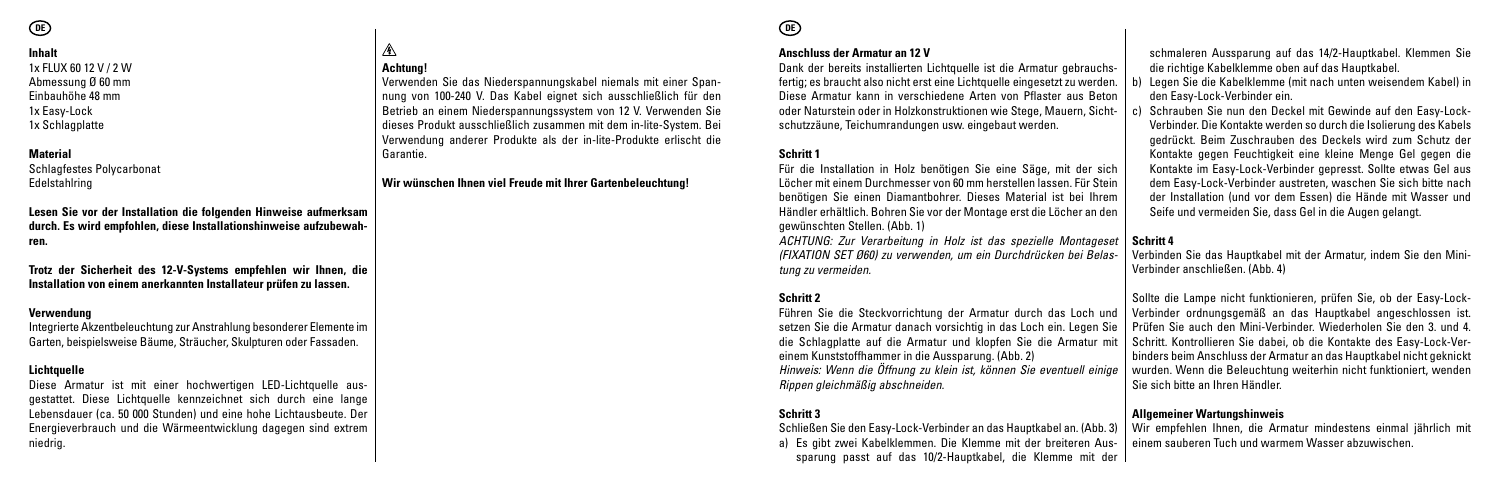**Inhalt**
1x FLUX 60 12 V / 2 W
Abmessung Ø 60 mm
Einbauhöhe 48 mm
1x Easy-Lock
1x Schlagplatte

**Material**
Schlagfestes Polycarbonat
Edelstahlring

**Lesen Sie vor der Installation die folgenden Hinweise aufmerksam durch. Es wird empfohlen, diese Installationshinweise aufzubewahren.**

**Trotz der Sicherheit des 12-V-Systems empfehlen wir Ihnen, die Installation von einem anerkannten Installateur prüfen zu lassen.**

**Verwendung**
Integrierte Akzentbeleuchtung zur Anstrahlung besonderer Elemente im Garten, beispielsweise Bäume, Sträucher, Skulpturen oder Fassaden.

**Lichtquelle**
Diese Armatur ist mit einer hochwertigen LED-Lichtquelle ausgestattet. Diese Lichtquelle kennzeichnet sich durch eine lange Lebensdauer (ca. 50 000 Stunden) und eine hohe Lichtausbeute. Der Energieverbrauch und die Wärmeentwicklung dagegen sind extrem niedrig.

⚠
**Achtung!**
Verwenden Sie das Niederspannungskabel niemals mit einer Spannung von 100-240 V. Das Kabel eignet sich ausschließlich für den Betrieb an einem Niederspannungssystem von 12 V. Verwenden Sie dieses Produkt ausschließlich zusammen mit dem in-lite-System. Bei Verwendung anderer Produkte als der in-lite-Produkte erlischt die Garantie.

**Wir wünschen Ihnen viel Freude mit Ihrer Gartenbeleuchtung!**

**Anschluss der Armatur an 12 V**
Dank der bereits installierten Lichtquelle ist die Armatur gebrauchsfertig; es braucht also nicht erst eine Lichtquelle eingesetzt zu werden. Diese Armatur kann in verschiedene Arten von Pflaster aus Beton oder Naturstein oder in Holzkonstruktionen wie Stege, Mauern, Sichtschutzzäune, Teichumrandungen usw. eingebaut werden.

**Schritt 1**
Für die Installation in Holz benötigen Sie eine Säge, mit der sich Löcher mit einem Durchmesser von 60 mm herstellen lassen. Für Stein benötigen Sie einen Diamantbohrer. Dieses Material ist bei Ihrem Händler erhältlich. Bohren Sie vor der Montage erst die Löcher an den gewünschten Stellen. (Abb. 1)
*ACHTUNG: Zur Verarbeitung in Holz ist das spezielle Montageset (FIXATION SET Ø60) zu verwenden, um ein Durchdrücken bei Belastung zu vermeiden.*

**Schritt 2**
Führen Sie die Steckvorrichtung der Armatur durch das Loch und setzen Sie die Armatur danach vorsichtig in das Loch ein. Legen Sie die Schlagplatte auf die Armatur und klopfen Sie die Armatur mit einem Kunststoffhammer in die Aussparung. (Abb. 2)
*Hinweis: Wenn die Öffnung zu klein ist, können Sie eventuell einige Rippen gleichmäßig abschneiden.*

**Schritt 3**
Schließen Sie den Easy-Lock-Verbinder an das Hauptkabel an. (Abb. 3)

a) Es gibt zwei Kabelklemmen. Die Klemme mit der breiteren Aussparung passt auf das 10/2-Hauptkabel, die Klemme mit der schmaleren Aussparung auf das 14/2-Hauptkabel. Klemmen Sie die richtige Kabelklemme oben auf das Hauptkabel.
b) Legen Sie die Kabelklemme (mit nach unten weisendem Kabel) in den Easy-Lock-Verbinder ein.
c) Schrauben Sie nun den Deckel mit Gewinde auf den Easy-Lock-Verbinder. Die Kontakte werden so durch die Isolierung des Kabels gedrückt. Beim Zuschrauben des Deckels wird zum Schutz der Kontakte gegen Feuchtigkeit eine kleine Menge Gel gegen die Kontakte im Easy-Lock-Verbinder gepresst. Sollte etwas Gel aus dem Easy-Lock-Verbinder austreten, waschen Sie sich bitte nach der Installation (und vor dem Essen) die Hände mit Wasser und Seife und vermeiden Sie, dass Gel in die Augen gelangt.

**Schritt 4**
Verbinden Sie das Hauptkabel mit der Armatur, indem Sie den Mini-Verbinder anschließen. (Abb. 4)

Sollte die Lampe nicht funktionieren, prüfen Sie, ob der Easy-Lock-Verbinder ordnungsgemäß an das Hauptkabel angeschlossen ist. Prüfen Sie auch den Mini-Verbinder. Wiederholen Sie den 3. und 4. Schritt. Kontrollieren Sie dabei, ob die Kontakte des Easy-Lock-Verbinders beim Anschluss der Armatur an das Hauptkabel nicht geknickt wurden. Wenn die Beleuchtung weiterhin nicht funktioniert, wenden Sie sich bitte an Ihren Händler.

**Allgemeiner Wartungshinweis**
Wir empfehlen Ihnen, die Armatur mindestens einmal jährlich mit einem sauberen Tuch und warmem Wasser abzuwischen.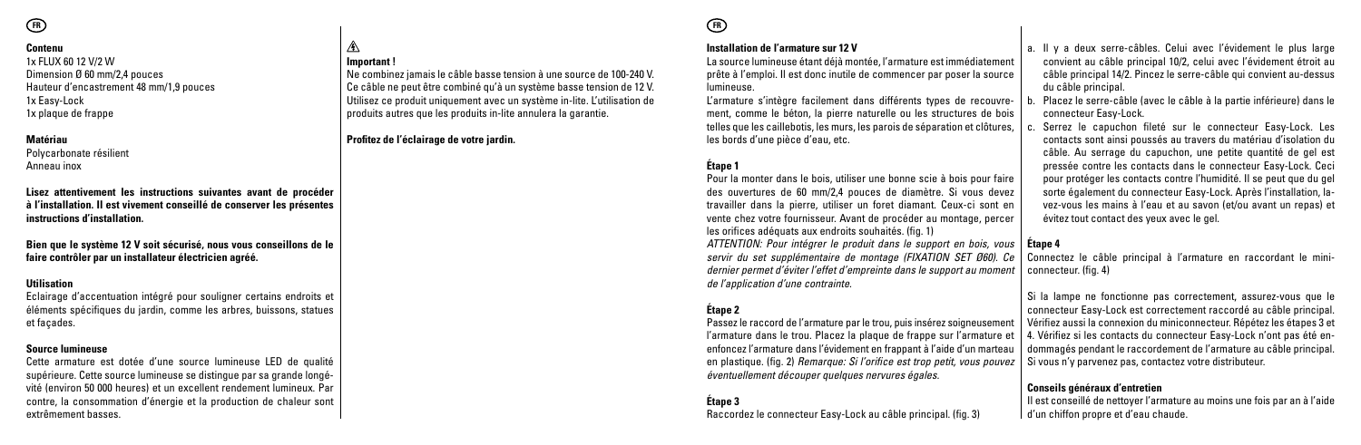**Contenu**

1x FLUX 60 12 V/2 W
Dimension Ø 60 mm/2,4 pouces
Hauteur d'encastrement 48 mm/1,9 pouces
1x Easy-Lock
1x plaque de frappe

**Matériau**

Polycarbonate résilient
Anneau inox

**Lisez attentivement les instructions suivantes avant de procéder à l'installation. Il est vivement conseillé de conserver les présentes instructions d'installation.**

**Bien que le système 12 V soit sécurisé, nous vous conseillons de le faire contrôler par un installateur électricien agréé.**

**Utilisation**

Eclairage d'accentuation intégré pour souligner certains endroits et éléments spécifiques du jardin, comme les arbres, buissons, statues et façades.

**Source lumineuse**

Cette armature est dotée d'une source lumineuse LED de qualité supérieure. Cette source lumineuse se distingue par sa grande longévité (environ 50 000 heures) et un excellent rendement lumineux. Par contre, la consommation d'énergie et la production de chaleur sont extrêmement basses.

**Important !**

Ne combinez jamais le câble basse tension à une source de 100-240 V. Ce câble ne peut être combiné qu'à un système basse tension de 12 V. Utilisez ce produit uniquement avec un système in-lite. L'utilisation de produits autres que les produits in-lite annulera la garantie.

**Profitez de l'éclairage de votre jardin.**

**Installation de l'armature sur 12 V**

La source lumineuse étant déjà montée, l'armature est immédiatement prête à l'emploi. Il est donc inutile de commencer par poser la source lumineuse.

L'armature s'intègre facilement dans différents types de recouvrement, comme le béton, la pierre naturelle ou les structures de bois telles que les caillebotis, les murs, les parois de séparation et clôtures, les bords d'une pièce d'eau, etc.

**Étape 1**

Pour la monter dans le bois, utiliser une bonne scie à bois pour faire des ouvertures de 60 mm/2,4 pouces de diamètre. Si vous devez travailler dans la pierre, utiliser un foret diamant. Ceux-ci sont en vente chez votre fournisseur. Avant de procéder au montage, percer les orifices adéquats aux endroits souhaités. (fig. 1)

*ATTENTION: Pour intégrer le produit dans le support en bois, vous servir du set supplémentaire de montage (FIXATION SET Ø60). Ce dernier permet d'éviter l'effet d'empreinte dans le support au moment de l'application d'une contrainte.*

**Étape 2**

Passez le raccord de l'armature par le trou, puis insérez soigneusement l'armature dans le trou. Placez la plaque de frappe sur l'armature et enfoncez l'armature dans l'évidement en frappant à l'aide d'un marteau en plastique. (fig. 2) *Remarque: Si l'orifice est trop petit, vous pouvez éventuellement découper quelques nervures égales.*

**Étape 3**

Raccordez le connecteur Easy-Lock au câble principal. (fig. 3)

a. Il y a deux serre-câbles. Celui avec l'évidement le plus large convient au câble principal 10/2, celui avec l'évidement étroit au câble principal 14/2. Pincez le serre-câble qui convient au-dessus du câble principal.
b. Placez le serre-câble (avec le câble à la partie inférieure) dans le connecteur Easy-Lock.
c. Serrez le capuchon fileté sur le connecteur Easy-Lock. Les contacts sont ainsi poussés au travers du matériau d'isolation du câble. Au serrage du capuchon, une petite quantité de gel est pressée contre les contacts dans le connecteur Easy-Lock. Ceci pour protéger les contacts contre l'humidité. Il se peut que du gel sorte également du connecteur Easy-Lock. Après l'installation, lavez-vous les mains à l'eau et au savon (et/ou avant un repas) et évitez tout contact des yeux avec le gel.

**Étape 4**

Connectez le câble principal à l'armature en raccordant le mini-connecteur. (fig. 4)

Si la lampe ne fonctionne pas correctement, assurez-vous que le connecteur Easy-Lock est correctement raccordé au câble principal. Vérifiez aussi la connexion du miniconnecteur. Répétez les étapes 3 et 4. Vérifiez si les contacts du connecteur Easy-Lock n'ont pas été endommagés pendant le raccordement de l'armature au câble principal. Si vous n'y parvenez pas, contactez votre distributeur.

**Conseils généraux d'entretien**

Il est conseillé de nettoyer l'armature au moins une fois par an à l'aide d'un chiffon propre et d'eau chaude.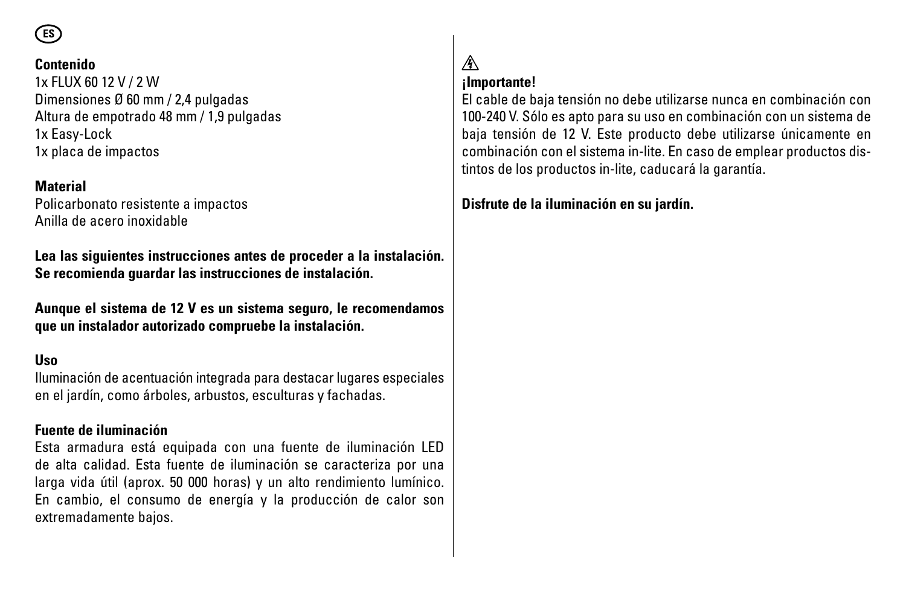ES

**Contenido**
1x FLUX 60 12 V / 2 W
Dimensiones Ø 60 mm / 2,4 pulgadas
Altura de empotrado 48 mm / 1,9 pulgadas
1x Easy-Lock
1x placa de impactos

**Material**
Policarbonato resistente a impactos
Anilla de acero inoxidable

**Lea las siguientes instrucciones antes de proceder a la instalación. Se recomienda guardar las instrucciones de instalación.**

**Aunque el sistema de 12 V es un sistema seguro, le recomendamos que un instalador autorizado compruebe la instalación.**

**Uso**
Iluminación de acentuación integrada para destacar lugares especiales en el jardín, como árboles, arbustos, esculturas y fachadas.

**Fuente de iluminación**
Esta armadura está equipada con una fuente de iluminación LED de alta calidad. Esta fuente de iluminación se caracteriza por una larga vida útil (aprox. 50 000 horas) y un alto rendimiento lumínico. En cambio, el consumo de energía y la producción de calor son extremadamente bajos.

⚠

**¡Importante!**
El cable de baja tensión no debe utilizarse nunca en combinación con 100-240 V. Sólo es apto para su uso en combinación con un sistema de baja tensión de 12 V. Este producto debe utilizarse únicamente en combinación con el sistema in-lite. En caso de emplear productos distintos de los productos in-lite, caducará la garantía.

**Disfrute de la iluminación en su jardín.**